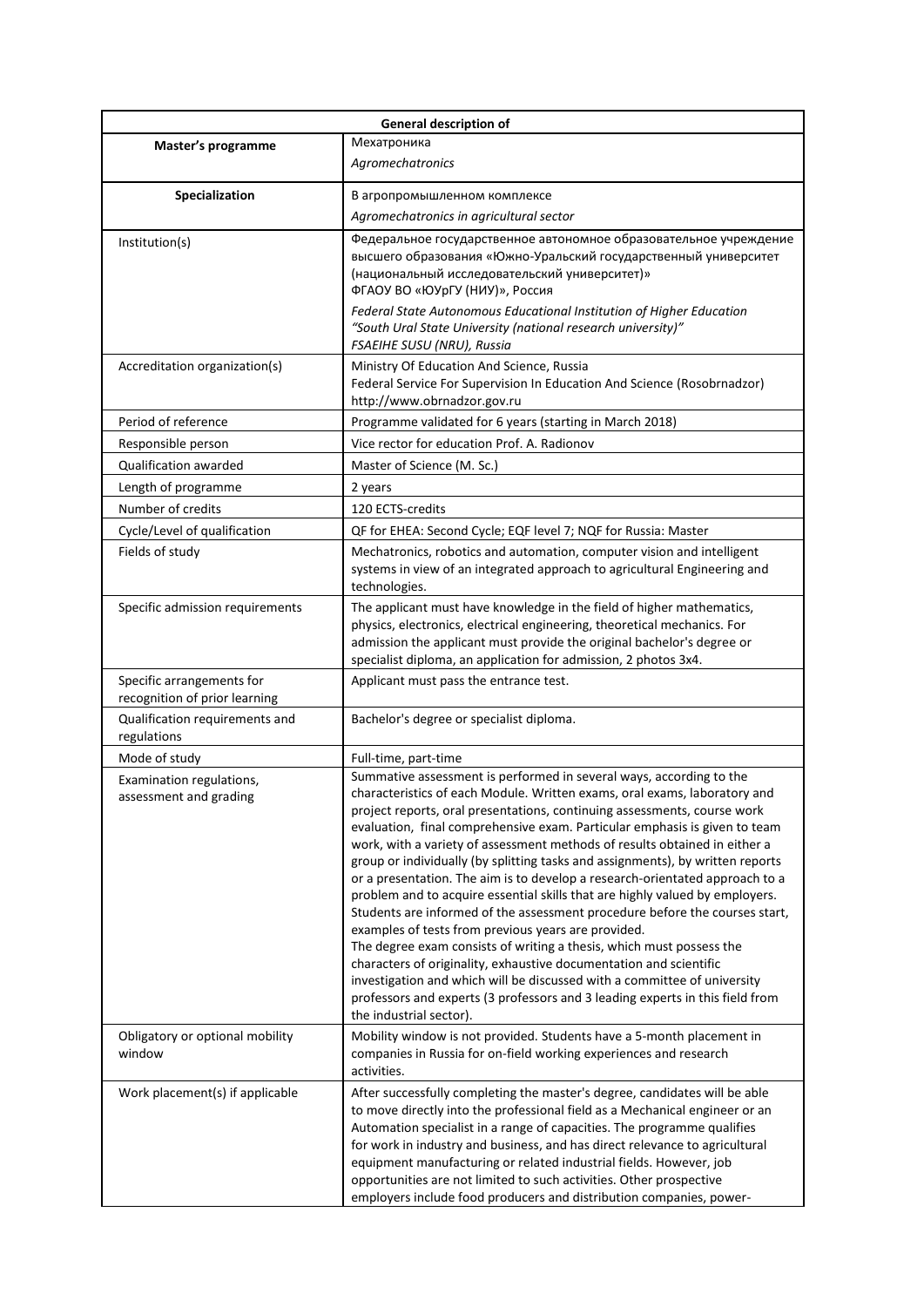| General description of | |
|---|---|
| **Master's programme** | Мехатроника<br>*Agromechatronics* |
| **Specialization** | В агропромышленном комплексе<br>*Agromechatronics in agricultural sector* |
| Institution(s) | Федеральное государственное автономное образовательное учреждение высшего образования «Южно-Уральский государственный университет (национальный исследовательский университет)» ФГАОУ ВО «ЮУрГУ (НИУ)», Россия<br>*Federal State Autonomous Educational Institution of Higher Education "South Ural State University (national research university)" FSAEIHE SUSU (NRU), Russia* |
| Accreditation organization(s) | Ministry Of Education And Science, Russia<br>Federal Service For Supervision In Education And Science (Rosobrnadzor)<br>http://www.obrnadzor.gov.ru |
| Period of reference | Programme validated for 6 years (starting in March 2018) |
| Responsible person | Vice rector for education Prof. A. Radionov |
| Qualification awarded | Master of Science (M. Sc.) |
| Length of programme | 2 years |
| Number of credits | 120 ECTS-credits |
| Cycle/Level of qualification | QF for EHEA: Second Cycle; EQF level 7; NQF for Russia: Master |
| Fields of study | Mechatronics, robotics and automation, computer vision and intelligent systems in view of an integrated approach to agricultural Engineering and technologies. |
| Specific admission requirements | The applicant must have knowledge in the field of higher mathematics, physics, electronics, electrical engineering, theoretical mechanics. For admission the applicant must provide the original bachelor's degree or specialist diploma, an application for admission, 2 photos 3x4. |
| Specific arrangements for recognition of prior learning | Applicant must pass the entrance test. |
| Qualification requirements and regulations | Bachelor's degree or specialist diploma. |
| Mode of study | Full-time, part-time |
| Examination regulations, assessment and grading | Summative assessment is performed in several ways, according to the characteristics of each Module. Written exams, oral exams, laboratory and project reports, oral presentations, continuing assessments, course work evaluation, final comprehensive exam. Particular emphasis is given to team work, with a variety of assessment methods of results obtained in either a group or individually (by splitting tasks and assignments), by written reports or a presentation. The aim is to develop a research-orientated approach to a problem and to acquire essential skills that are highly valued by employers. Students are informed of the assessment procedure before the courses start, examples of tests from previous years are provided.<br>The degree exam consists of writing a thesis, which must possess the characters of originality, exhaustive documentation and scientific investigation and which will be discussed with a committee of university professors and experts (3 professors and 3 leading experts in this field from the industrial sector). |
| Obligatory or optional mobility window | Mobility window is not provided. Students have a 5-month placement in companies in Russia for on-field working experiences and research activities. |
| Work placement(s) if applicable | After successfully completing the master's degree, candidates will be able to move directly into the professional field as a Mechanical engineer or an Automation specialist in a range of capacities. The programme qualifies for work in industry and business, and has direct relevance to agricultural equipment manufacturing or related industrial fields. However, job opportunities are not limited to such activities. Other prospective employers include food producers and distribution companies, power- |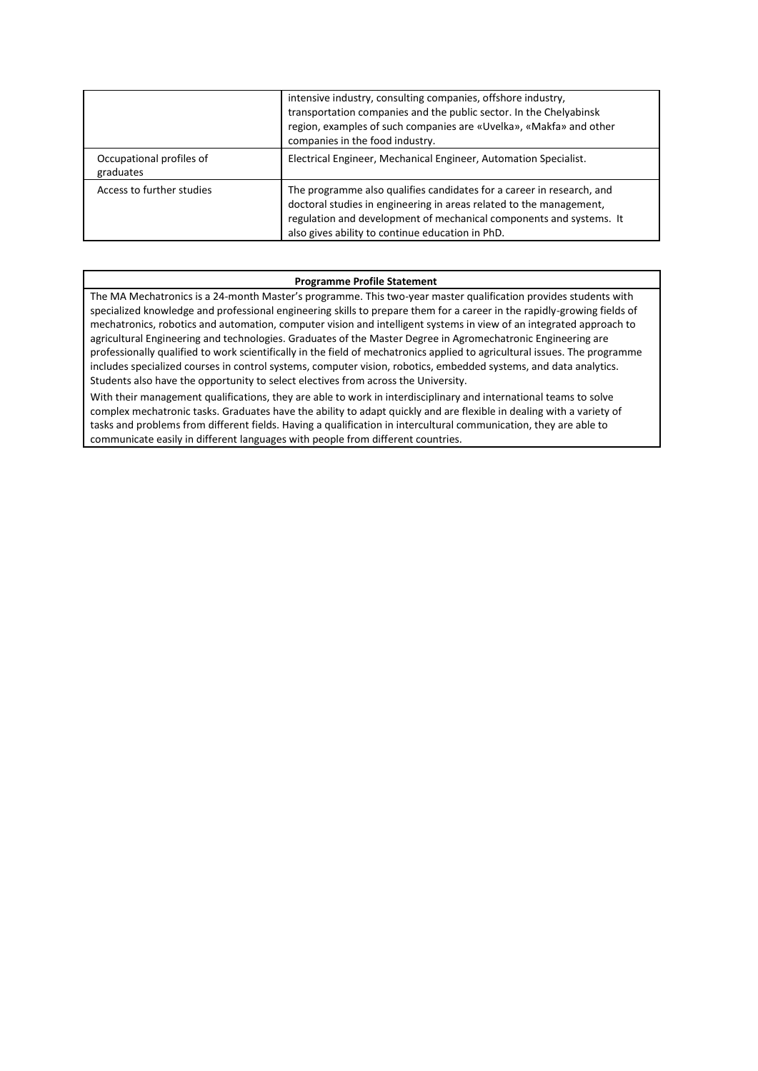| | |
|---|---|
| | intensive industry, consulting companies, offshore industry, transportation companies and the public sector. In the Chelyabinsk region, examples of such companies are «Uvelka», «Makfa» and other companies in the food industry. |
| Occupational profiles of graduates | Electrical Engineer, Mechanical Engineer, Automation Specialist. |
| Access to further studies | The programme also qualifies candidates for a career in research, and doctoral studies in engineering in areas related to the management, regulation and development of mechanical components and systems. It also gives ability to continue education in PhD. |

| **Programme Profile Statement** |
|---|
| The MA Mechatronics is a 24-month Master's programme. This two-year master qualification provides students with specialized knowledge and professional engineering skills to prepare them for a career in the rapidly-growing fields of mechatronics, robotics and automation, computer vision and intelligent systems in view of an integrated approach to agricultural Engineering and technologies. Graduates of the Master Degree in Agromechatronic Engineering are professionally qualified to work scientifically in the field of mechatronics applied to agricultural issues. The programme includes specialized courses in control systems, computer vision, robotics, embedded systems, and data analytics. Students also have the opportunity to select electives from across the University.<br>With their management qualifications, they are able to work in interdisciplinary and international teams to solve complex mechatronic tasks. Graduates have the ability to adapt quickly and are flexible in dealing with a variety of tasks and problems from different fields. Having a qualification in intercultural communication, they are able to communicate easily in different languages with people from different countries. |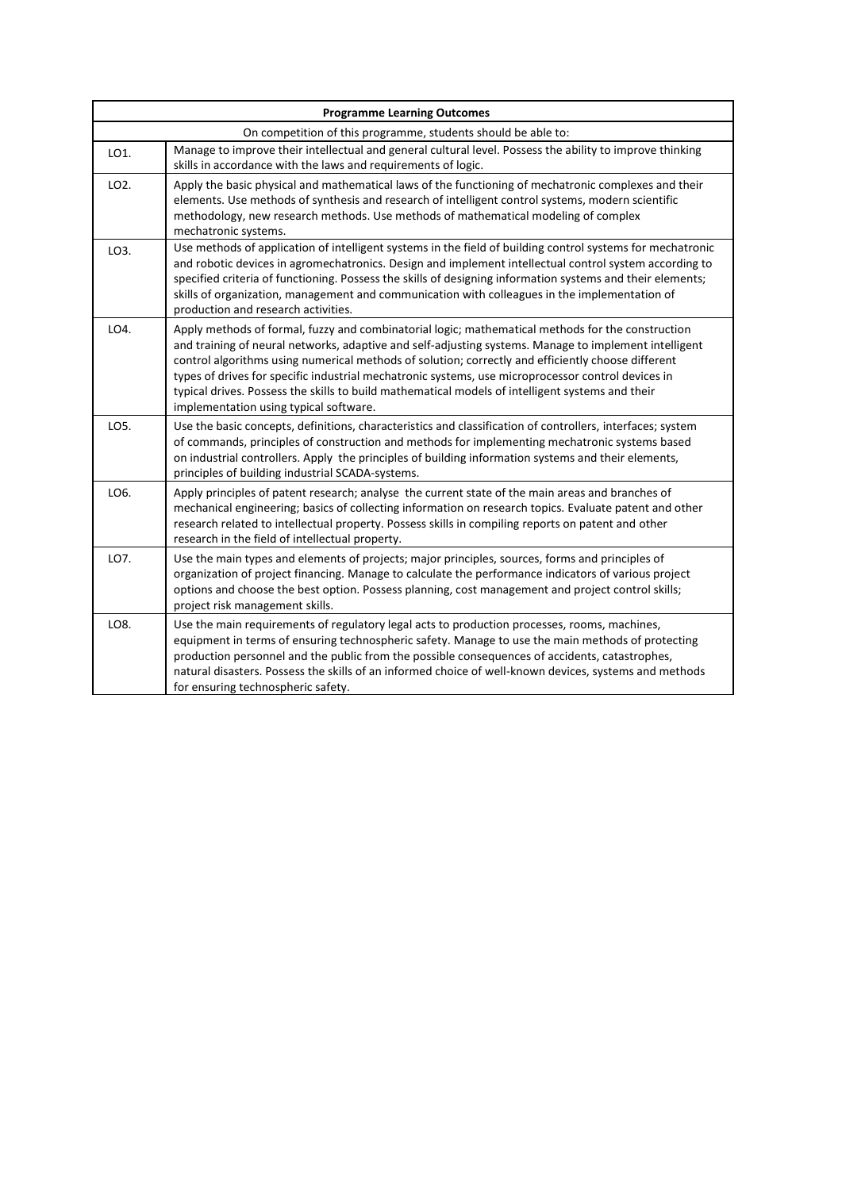| Programme Learning Outcomes | |
|---|---|
| On competition of this programme, students should be able to: | |
| LO1. | Manage to improve their intellectual and general cultural level. Possess the ability to improve thinking skills in accordance with the laws and requirements of logic. |
| LO2. | Apply the basic physical and mathematical laws of the functioning of mechatronic complexes and their elements. Use methods of synthesis and research of intelligent control systems, modern scientific methodology, new research methods. Use methods of mathematical modeling of complex mechatronic systems. |
| LO3. | Use methods of application of intelligent systems in the field of building control systems for mechatronic and robotic devices in agromechatronics. Design and implement intellectual control system according to specified criteria of functioning. Possess the skills of designing information systems and their elements; skills of organization, management and communication with colleagues in the implementation of production and research activities. |
| LO4. | Apply methods of formal, fuzzy and combinatorial logic; mathematical methods for the construction and training of neural networks, adaptive and self-adjusting systems. Manage to implement intelligent control algorithms using numerical methods of solution; correctly and efficiently choose different types of drives for specific industrial mechatronic systems, use microprocessor control devices in typical drives. Possess the skills to build mathematical models of intelligent systems and their implementation using typical software. |
| LO5. | Use the basic concepts, definitions, characteristics and classification of controllers, interfaces; system of commands, principles of construction and methods for implementing mechatronic systems based on industrial controllers. Apply the principles of building information systems and their elements, principles of building industrial SCADA-systems. |
| LO6. | Apply principles of patent research; analyse the current state of the main areas and branches of mechanical engineering; basics of collecting information on research topics. Evaluate patent and other research related to intellectual property. Possess skills in compiling reports on patent and other research in the field of intellectual property. |
| LO7. | Use the main types and elements of projects; major principles, sources, forms and principles of organization of project financing. Manage to calculate the performance indicators of various project options and choose the best option. Possess planning, cost management and project control skills; project risk management skills. |
| LO8. | Use the main requirements of regulatory legal acts to production processes, rooms, machines, equipment in terms of ensuring technospheric safety. Manage to use the main methods of protecting production personnel and the public from the possible consequences of accidents, catastrophes, natural disasters. Possess the skills of an informed choice of well-known devices, systems and methods for ensuring technospheric safety. |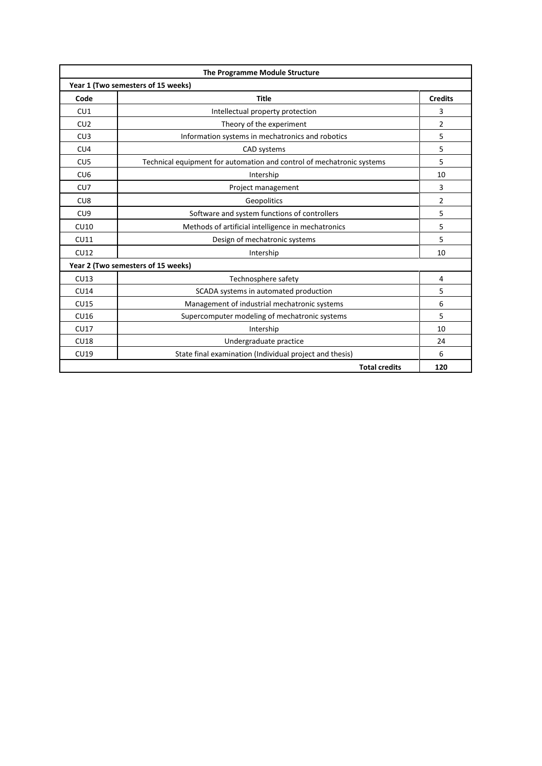| The Programme Module Structure | | |
|---|---|---|
| **Year 1 (Two semesters of 15 weeks)** | | |
| **Code** | **Title** | **Credits** |
| CU1 | Intellectual property protection | 3 |
| CU2 | Theory of the experiment | 2 |
| CU3 | Information systems in mechatronics and robotics | 5 |
| CU4 | CAD systems | 5 |
| CU5 | Technical equipment for automation and control of mechatronic systems | 5 |
| CU6 | Intership | 10 |
| CU7 | Project management | 3 |
| CU8 | Geopolitics | 2 |
| CU9 | Software and system functions of controllers | 5 |
| CU10 | Methods of artificial intelligence in mechatronics | 5 |
| CU11 | Design of mechatronic systems | 5 |
| CU12 | Intership | 10 |
| **Year 2 (Two semesters of 15 weeks)** | | |
| CU13 | Technosphere safety | 4 |
| CU14 | SCADA systems in automated production | 5 |
| CU15 | Management of industrial mechatronic systems | 6 |
| CU16 | Supercomputer modeling of mechatronic systems | 5 |
| CU17 | Intership | 10 |
| CU18 | Undergraduate practice | 24 |
| CU19 | State final examination (Individual project and thesis) | 6 |
| | **Total credits** | **120** |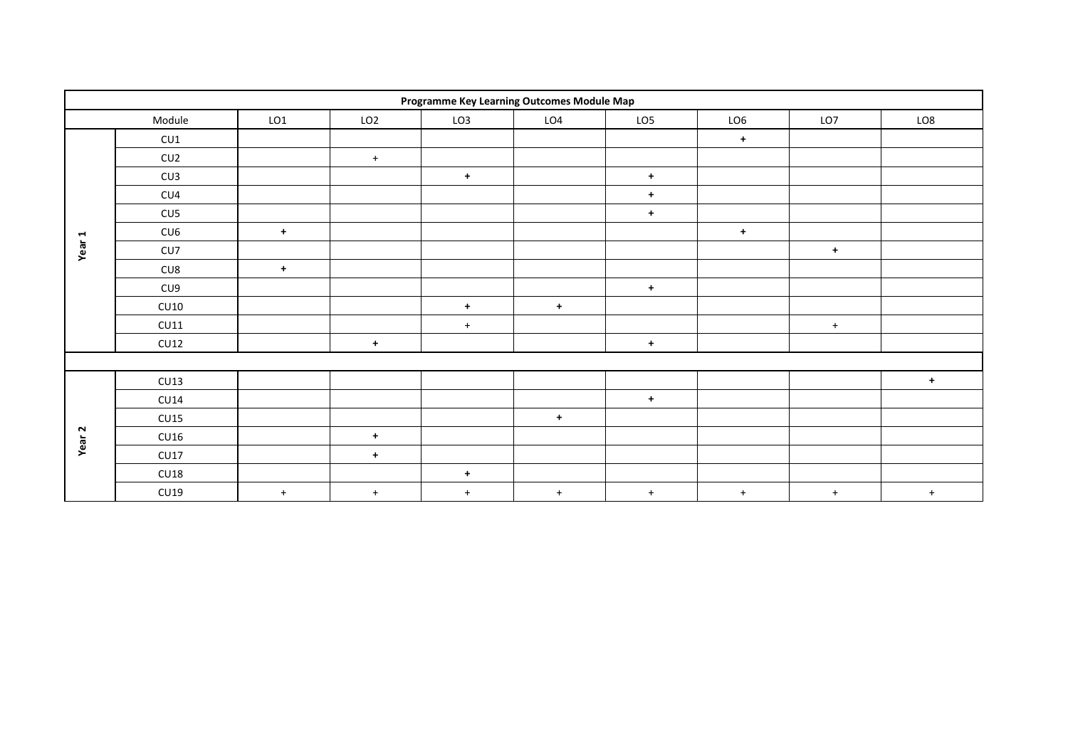| Programme Key Learning Outcomes Module Map | | | | | | | | | |
|---|---|---|---|---|---|---|---|---|---|
| | Module | LO1 | LO2 | LO3 | LO4 | LO5 | LO6 | LO7 | LO8 |
| Year 1 | CU1 | | | | | | + | | |
| | CU2 | | + | | | | | | |
| | CU3 | | | + | | + | | | |
| | CU4 | | | | | + | | | |
| | CU5 | | | | | + | | | |
| | CU6 | + | | | | | + | | |
| | CU7 | | | | | | | + | |
| | CU8 | + | | | | | | | |
| | CU9 | | | | | + | | | |
| | CU10 | | | + | + | | | | |
| | CU11 | | | + | | | | + | |
| | CU12 | | + | | | + | | | |
| | | | | | | | | | |
| Year 2 | CU13 | | | | | | | | + |
| | CU14 | | | | | + | | | |
| | CU15 | | | | + | | | | |
| | CU16 | | + | | | | | | |
| | CU17 | | + | | | | | | |
| | CU18 | | | + | | | | | |
| | CU19 | + | + | + | + | + | + | + | + |